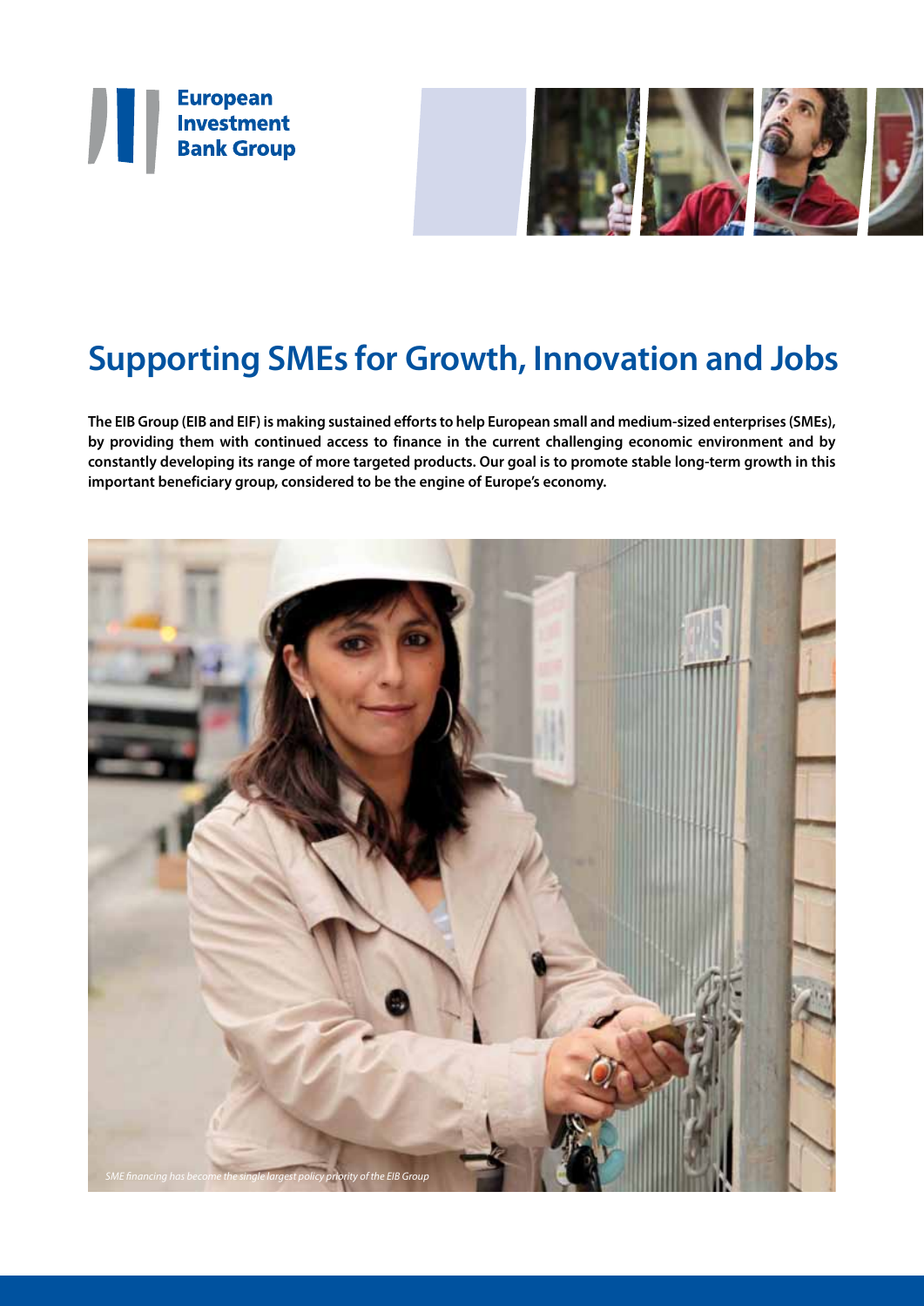European Investment Bank Group

# Supporting SMEs for Growth, Innovation and Jobs

**The EIB Group (EIB and EIF) is making sustained efforts to help European small and medium-sized enterprises (SMEs), by providing them with continued access to finance in the current challenging economic environment and by constantly developing its range of more targeted products. Our goal is to promote stable long-term growth in this important beneficiary group, considered to be the engine of Europe's economy.**

*SME financing has become the single largest policy priority of the EIB Group*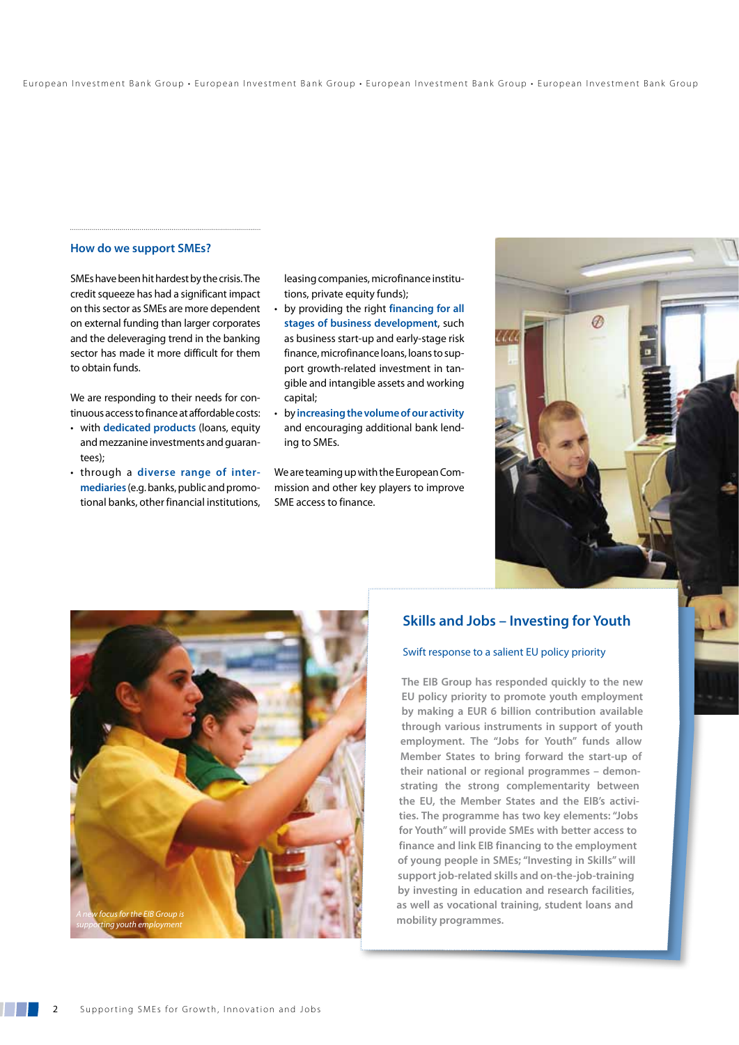## How do we support SMEs?

SMEs have been hit hardest by the crisis. The credit squeeze has had a significant impact on this sector as SMEs are more dependent on external funding than larger corporates and the deleveraging trend in the banking sector has made it more difficult for them to obtain funds.

We are responding to their needs for continuous access to finance at affordable costs:

- with **dedicated products** (loans, equity and mezzanine investments and guarantees);
- through a **diverse range of intermediaries** (e.g. banks, public and promotional banks, other financial institutions, leasing companies, microfinance institutions, private equity funds);
- by providing the right **financing for all stages of business development**, such as business start-up and early-stage risk finance, microfinance loans, loans to support growth-related investment in tangible and intangible assets and working capital;
- by **increasing the volume of our activity** and encouraging additional bank lending to SMEs.

We are teaming up with the European Commission and other key players to improve SME access to finance.

*A new focus for the EIB Group is supporting youth employment*

## Skills and Jobs – Investing for Youth

### Swift response to a salient EU policy priority

The EIB Group has responded quickly to the new EU policy priority to promote youth employment by making a EUR 6 billion contribution available through various instruments in support of youth employment. The "Jobs for Youth" funds allow Member States to bring forward the start-up of their national or regional programmes – demonstrating the strong complementarity between the EU, the Member States and the EIB's activities. The programme has two key elements: "Jobs for Youth" will provide SMEs with better access to finance and link EIB financing to the employment of young people in SMEs; "Investing in Skills" will support job-related skills and on-the-job-training by investing in education and research facilities, as well as vocational training, student loans and mobility programmes.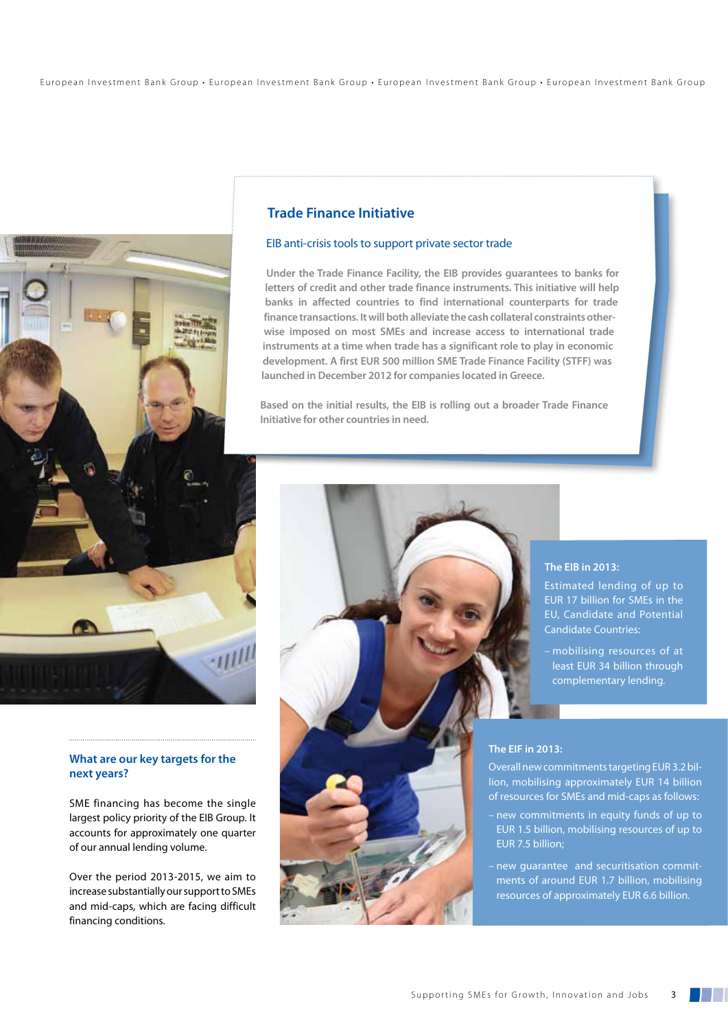## Trade Finance Initiative

### EIB anti-crisis tools to support private sector trade

Under the Trade Finance Facility, the EIB provides guarantees to banks for letters of credit and other trade finance instruments. This initiative will help banks in affected countries to find international counterparts for trade finance transactions. It will both alleviate the cash collateral constraints otherwise imposed on most SMEs and increase access to international trade instruments at a time when trade has a significant role to play in economic development. A first EUR 500 million SME Trade Finance Facility (STFF) was launched in December 2012 for companies located in Greece.

Based on the initial results, the EIB is rolling out a broader Trade Finance Initiative for other countries in need.

### What are our key targets for the next years?

SME financing has become the single largest policy priority of the EIB Group. It accounts for approximately one quarter of our annual lending volume.

Over the period 2013-2015, we aim to increase substantially our support to SMEs and mid-caps, which are facing difficult financing conditions.

**The EIB in 2013:**

Estimated lending of up to EUR 17 billion for SMEs in the EU, Candidate and Potential Candidate Countries:

- mobilising resources of at least EUR 34 billion through complementary lending.

**The EIF in 2013:**

Overall new commitments targeting EUR 3.2 billion, mobilising approximately EUR 14 billion of resources for SMEs and mid-caps as follows:

- new commitments in equity funds of up to EUR 1.5 billion, mobilising resources of up to EUR 7.5 billion;
- new guarantee and securitisation commitments of around EUR 1.7 billion, mobilising resources of approximately EUR 6.6 billion.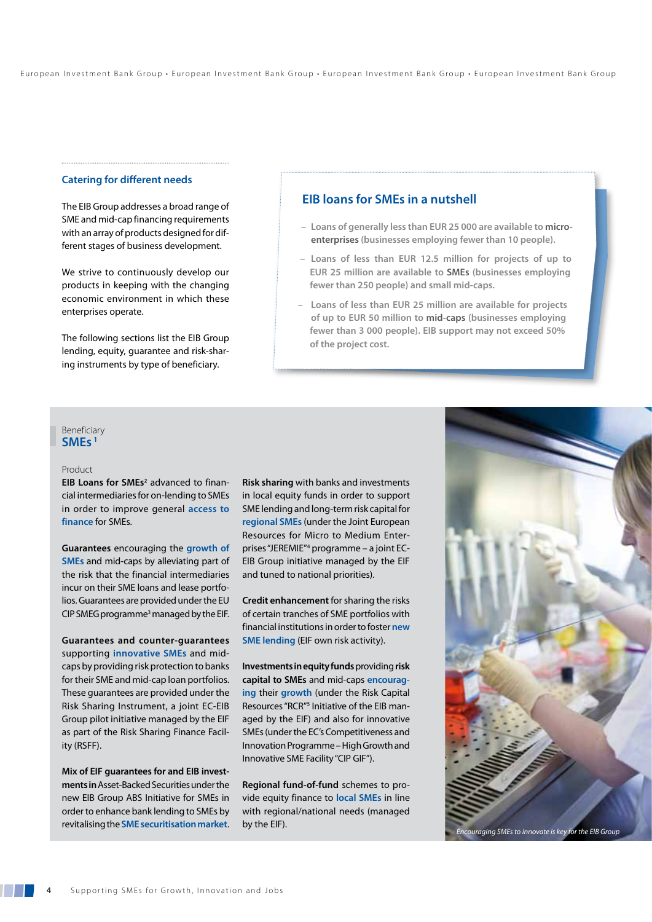### Catering for different needs

The EIB Group addresses a broad range of SME and mid-cap financing requirements with an array of products designed for different stages of business development.

We strive to continuously develop our products in keeping with the changing economic environment in which these enterprises operate.

The following sections list the EIB Group lending, equity, guarantee and risk-sharing instruments by type of beneficiary.

## EIB loans for SMEs in a nutshell

- Loans of generally less than EUR 25 000 are available to **micro-enterprises** (businesses employing fewer than 10 people).
- Loans of less than EUR 12.5 million for projects of up to EUR 25 million are available to **SMEs** (businesses employing fewer than 250 people) and small mid-caps.
- Loans of less than EUR 25 million are available for projects of up to EUR 50 million to **mid-caps** (businesses employing fewer than 3 000 people). EIB support may not exceed 50% of the project cost.

Beneficiary

## SMEs [1]

Product

**EIB Loans for SMEs**[2] advanced to financial intermediaries for on-lending to SMEs in order to improve general access to finance for SMEs.

**Guarantees** encouraging the growth of SMEs and mid-caps by alleviating part of the risk that the financial intermediaries incur on their SME loans and lease portfolios. Guarantees are provided under the EU CIP SMEG programme[3] managed by the EIF.

**Guarantees and counter-guarantees** supporting innovative SMEs and mid-caps by providing risk protection to banks for their SME and mid-cap loan portfolios. These guarantees are provided under the Risk Sharing Instrument, a joint EC-EIB Group pilot initiative managed by the EIF as part of the Risk Sharing Finance Facility (RSFF).

**Mix of EIF guarantees for and EIB investments** in Asset-Backed Securities under the new EIB Group ABS Initiative for SMEs in order to enhance bank lending to SMEs by revitalising the SME securitisation market.

**Risk sharing** with banks and investments in local equity funds in order to support SME lending and long-term risk capital for regional SMEs (under the Joint European Resources for Micro to Medium Enterprises "JEREMIE"[4] programme – a joint EC-EIB Group initiative managed by the EIF and tuned to national priorities).

**Credit enhancement** for sharing the risks of certain tranches of SME portfolios with financial institutions in order to foster new SME lending (EIF own risk activity).

**Investments in equity funds** providing **risk capital to SMEs** and mid-caps encouraging their growth (under the Risk Capital Resources "RCR"[5] Initiative of the EIB managed by the EIF) and also for innovative SMEs (under the EC's Competitiveness and Innovation Programme – High Growth and Innovative SME Facility "CIP GIF").

**Regional fund-of-fund** schemes to provide equity finance to local SMEs in line with regional/national needs (managed by the EIF).

*Encouraging SMEs to innovate is key for the EIB Group*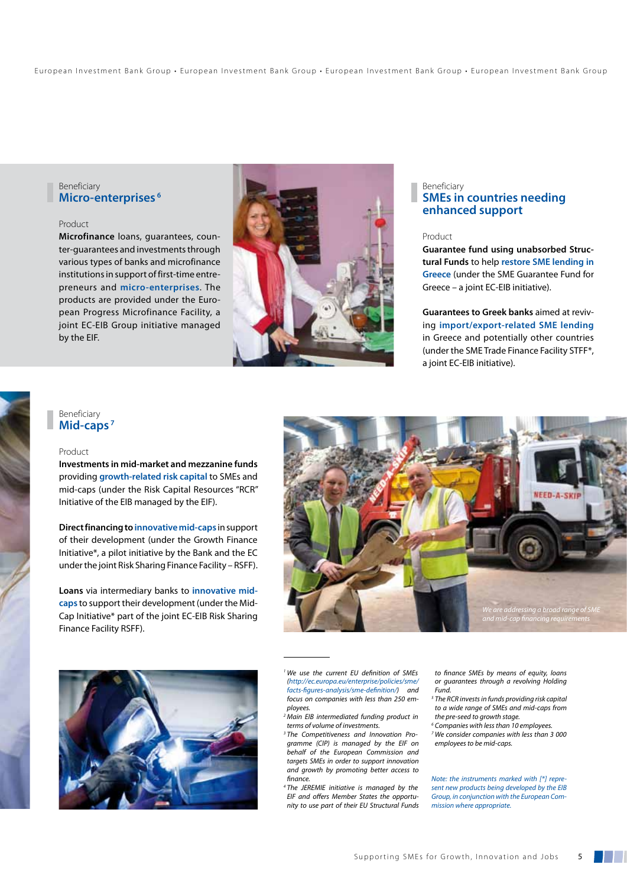Beneficiary

## Micro-enterprises[6]

Product

**Microfinance** loans, guarantees, counter-guarantees and investments through various types of banks and microfinance institutions in support of first-time entrepreneurs and **micro-enterprises**. The products are provided under the European Progress Microfinance Facility, a joint EC-EIB Group initiative managed by the EIF.

Beneficiary

## SMEs in countries needing enhanced support

Product

**Guarantee fund using unabsorbed Structural Funds** to help **restore SME lending in Greece** (under the SME Guarantee Fund for Greece – a joint EC-EIB initiative).

**Guarantees to Greek banks** aimed at reviving **import/export-related SME lending** in Greece and potentially other countries (under the SME Trade Finance Facility STFF*, a joint EC-EIB initiative).

Beneficiary

## Mid-caps[7]

Product

**Investments in mid-market and mezzanine funds** providing **growth-related risk capital** to SMEs and mid-caps (under the Risk Capital Resources "RCR" Initiative of the EIB managed by the EIF).

**Direct financing to innovative mid-caps** in support of their development (under the Growth Finance Initiative*, a pilot initiative by the Bank and the EC under the joint Risk Sharing Finance Facility – RSFF).

**Loans** via intermediary banks to **innovative mid-caps** to support their development (under the Mid-Cap Initiative* part of the joint EC-EIB Risk Sharing Finance Facility RSFF).

*We are addressing a broad range of SME and mid-cap financing requirements*

---

[1] *We use the current EU definition of SMEs (http://ec.europa.eu/enterprise/policies/sme/facts-figures-analysis/sme-definition/) and focus on companies with less than 250 employees.*

[2] *Main EIB intermediated funding product in terms of volume of investments.*

[3] *The Competitiveness and Innovation Programme (CIP) is managed by the EIF on behalf of the European Commission and targets SMEs in order to support innovation and growth by promoting better access to finance.*

[4] *The JEREMIE initiative is managed by the EIF and offers Member States the opportunity to use part of their EU Structural Funds to finance SMEs by means of equity, loans or guarantees through a revolving Holding Fund.*

[5] *The RCR invests in funds providing risk capital to a wide range of SMEs and mid-caps from the pre-seed to growth stage.*

[6] *Companies with less than 10 employees.*

[7] *We consider companies with less than 3 000 employees to be mid-caps.*

*Note: the instruments marked with [\*] represent new products being developed by the EIB Group, in conjunction with the European Commission where appropriate.*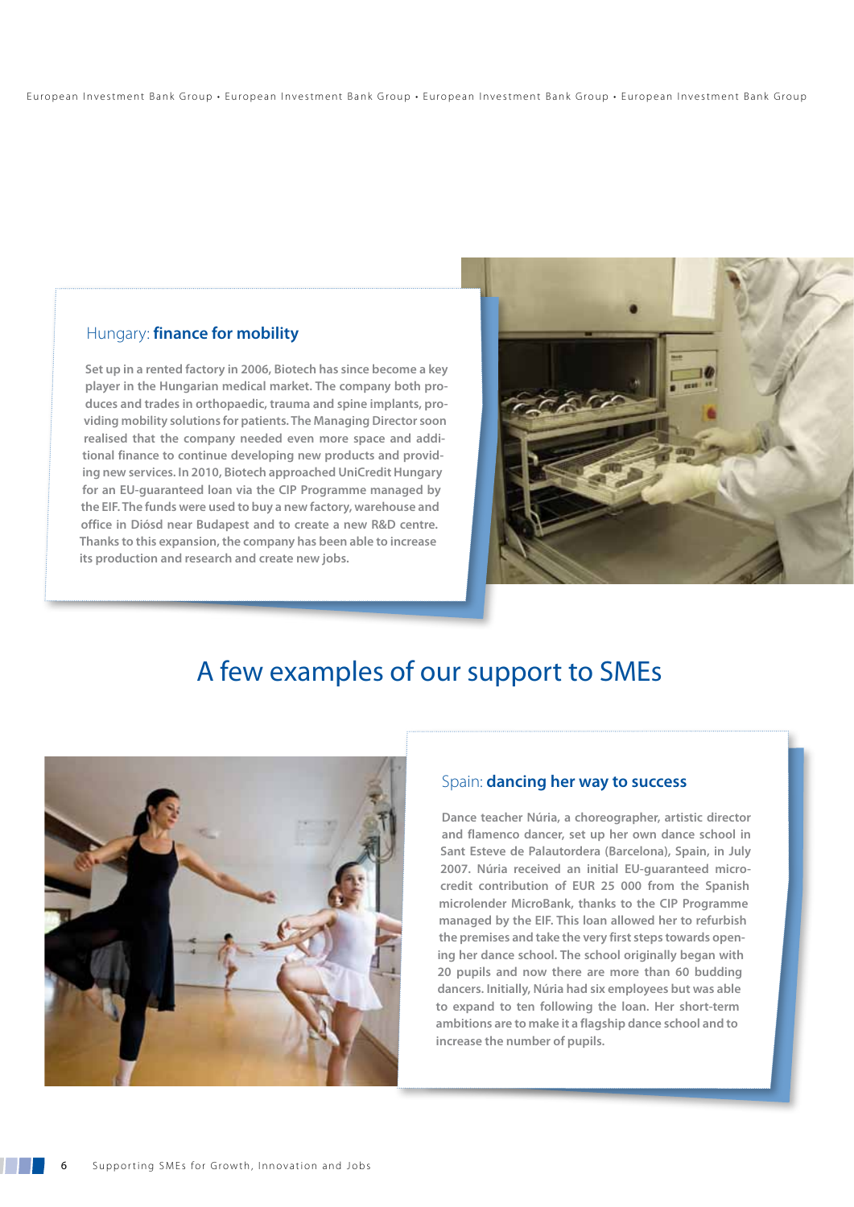## Hungary: **finance for mobility**

Set up in a rented factory in 2006, Biotech has since become a key player in the Hungarian medical market. The company both produces and trades in orthopaedic, trauma and spine implants, providing mobility solutions for patients. The Managing Director soon realised that the company needed even more space and additional finance to continue developing new products and providing new services. In 2010, Biotech approached UniCredit Hungary for an EU-guaranteed loan via the CIP Programme managed by the EIF. The funds were used to buy a new factory, warehouse and office in Diósd near Budapest and to create a new R&D centre. Thanks to this expansion, the company has been able to increase its production and research and create new jobs.

# A few examples of our support to SMEs

## Spain: **dancing her way to success**

Dance teacher Núria, a choreographer, artistic director and flamenco dancer, set up her own dance school in Sant Esteve de Palautordera (Barcelona), Spain, in July 2007. Núria received an initial EU-guaranteed microcredit contribution of EUR 25 000 from the Spanish microlender MicroBank, thanks to the CIP Programme managed by the EIF. This loan allowed her to refurbish the premises and take the very first steps towards opening her dance school. The school originally began with 20 pupils and now there are more than 60 budding dancers. Initially, Núria had six employees but was able to expand to ten following the loan. Her short-term ambitions are to make it a flagship dance school and to increase the number of pupils.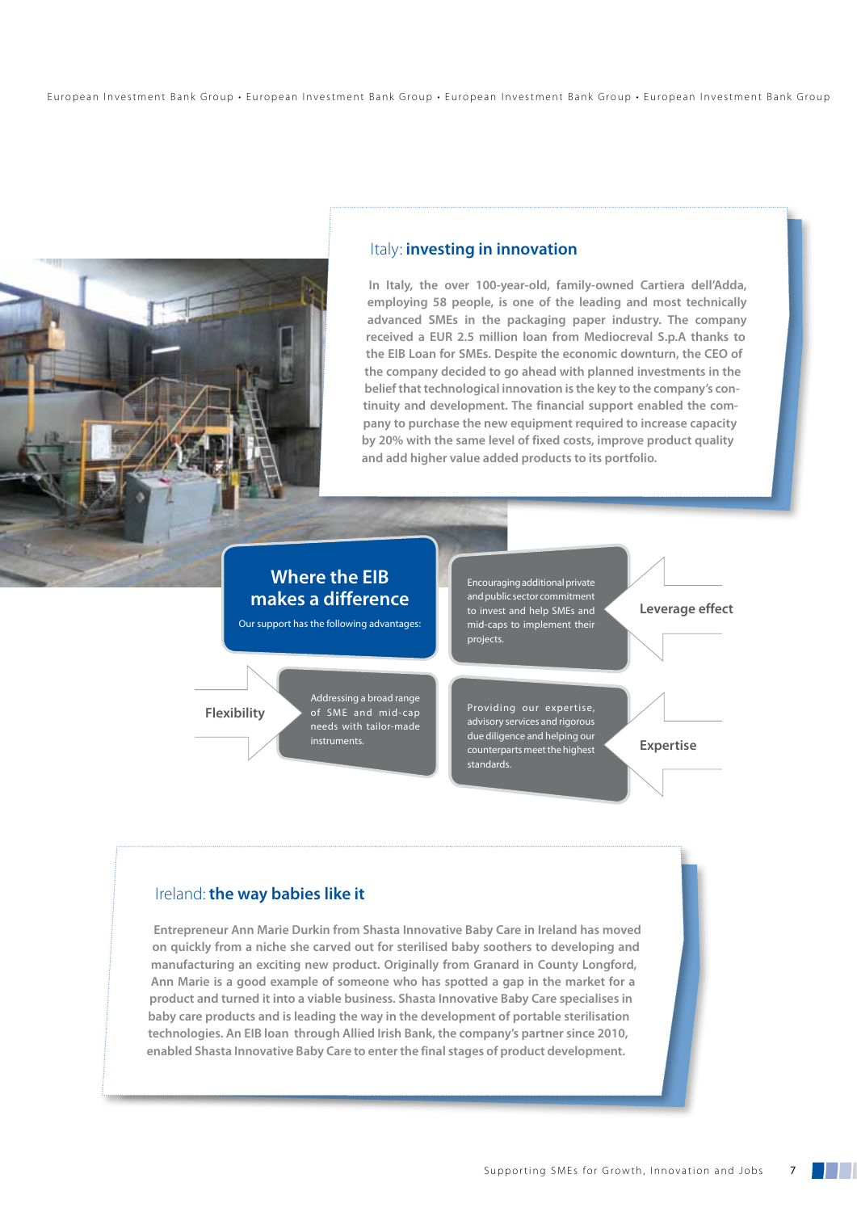## Italy: **investing in innovation**

In Italy, the over 100-year-old, family-owned Cartiera dell'Adda, employing 58 people, is one of the leading and most technically advanced SMEs in the packaging paper industry. The company received a EUR 2.5 million loan from Mediocreval S.p.A thanks to the EIB Loan for SMEs. Despite the economic downturn, the CEO of the company decided to go ahead with planned investments in the belief that technological innovation is the key to the company's continuity and development. The financial support enabled the company to purchase the new equipment required to increase capacity by 20% with the same level of fixed costs, improve product quality and add higher value added products to its portfolio.

## Where the EIB makes a difference

Our support has the following advantages:

- **Leverage effect**: Encouraging additional private and public sector commitment to invest and help SMEs and mid-caps to implement their projects.
- **Flexibility**: Addressing a broad range of SME and mid-cap needs with tailor-made instruments.
- **Expertise**: Providing our expertise, advisory services and rigorous due diligence and helping our counterparts meet the highest standards.

## Ireland: **the way babies like it**

Entrepreneur Ann Marie Durkin from Shasta Innovative Baby Care in Ireland has moved on quickly from a niche she carved out for sterilised baby soothers to developing and manufacturing an exciting new product. Originally from Granard in County Longford, Ann Marie is a good example of someone who has spotted a gap in the market for a product and turned it into a viable business. Shasta Innovative Baby Care specialises in baby care products and is leading the way in the development of portable sterilisation technologies. An EIB loan through Allied Irish Bank, the company's partner since 2010, enabled Shasta Innovative Baby Care to enter the final stages of product development.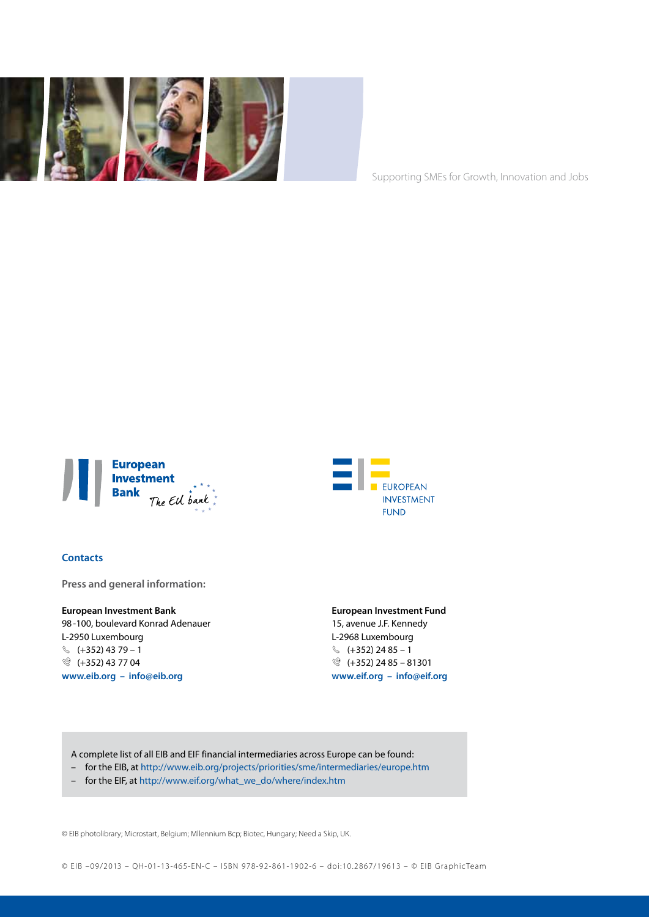Supporting SMEs for Growth, Innovation and Jobs

European Investment Bank
The EU bank

EUROPEAN INVESTMENT FUND

## Contacts

**Press and general information:**

**European Investment Bank**
98-100, boulevard Konrad Adenauer
L-2950 Luxembourg
(+352) 43 79 – 1
(+352) 43 77 04
**www.eib.org – info@eib.org**

**European Investment Fund**
15, avenue J.F. Kennedy
L-2968 Luxembourg
(+352) 24 85 – 1
(+352) 24 85 – 81301
**www.eif.org – info@eif.org**

A complete list of all EIB and EIF financial intermediaries across Europe can be found:
- for the EIB, at http://www.eib.org/projects/priorities/sme/intermediaries/europe.htm
- for the EIF, at http://www.eif.org/what_we_do/where/index.htm

© EIB photolibrary; Microstart, Belgium; Millennium Bcp; Biotec, Hungary; Need a Skip, UK.

© EIB –09/2013 – QH-01-13-465-EN-C – ISBN 978-92-861-1902-6 – doi:10.2867/19613 – © EIB GraphicTeam